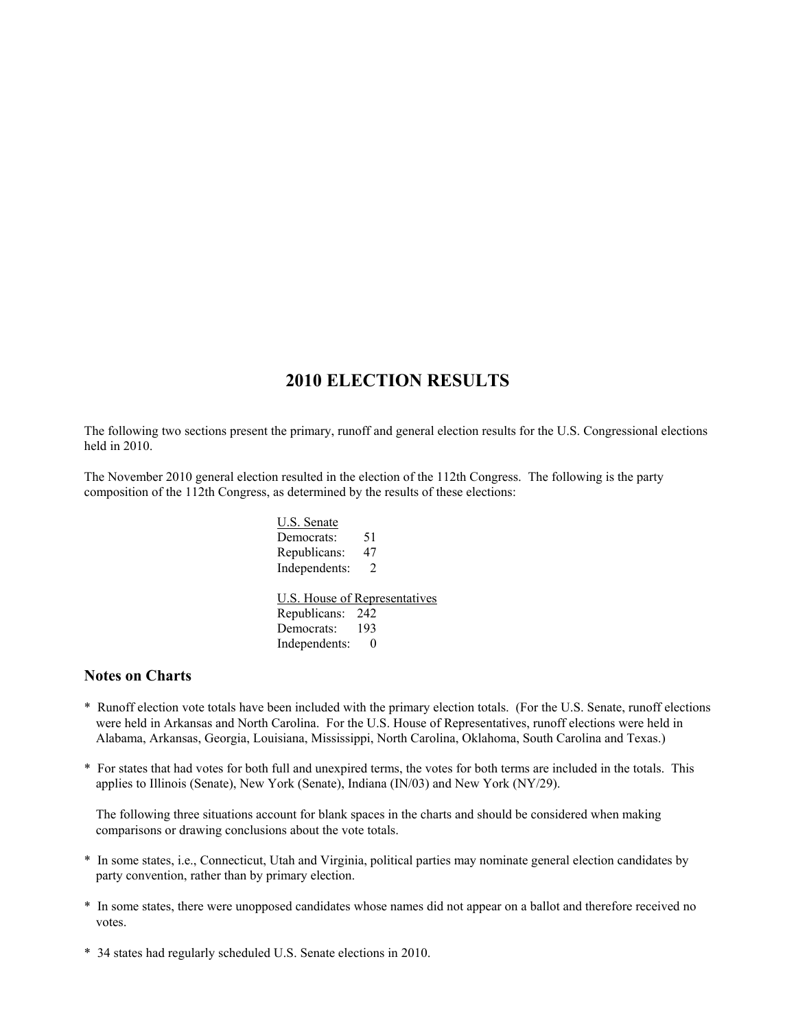# 2010 ELECTION RESULTS

The following two sections present the primary, runoff and general election results for the U.S. Congressional elections held in 2010.

The November 2010 general election resulted in the election of the 112th Congress. The following is the party composition of the 112th Congress, as determined by the results of these elections:

| U.S. Senate | |
|---|---|
| Democrats: | 51 |
| Republicans: | 47 |
| Independents: | 2 |

| U.S. House of Representatives | |
|---|---|
| Republicans: | 242 |
| Democrats: | 193 |
| Independents: | 0 |

## Notes on Charts

* Runoff election vote totals have been included with the primary election totals. (For the U.S. Senate, runoff elections were held in Arkansas and North Carolina. For the U.S. House of Representatives, runoff elections were held in Alabama, Arkansas, Georgia, Louisiana, Mississippi, North Carolina, Oklahoma, South Carolina and Texas.)

* For states that had votes for both full and unexpired terms, the votes for both terms are included in the totals. This applies to Illinois (Senate), New York (Senate), Indiana (IN/03) and New York (NY/29).

  The following three situations account for blank spaces in the charts and should be considered when making comparisons or drawing conclusions about the vote totals.

* In some states, i.e., Connecticut, Utah and Virginia, political parties may nominate general election candidates by party convention, rather than by primary election.

* In some states, there were unopposed candidates whose names did not appear on a ballot and therefore received no votes.

* 34 states had regularly scheduled U.S. Senate elections in 2010.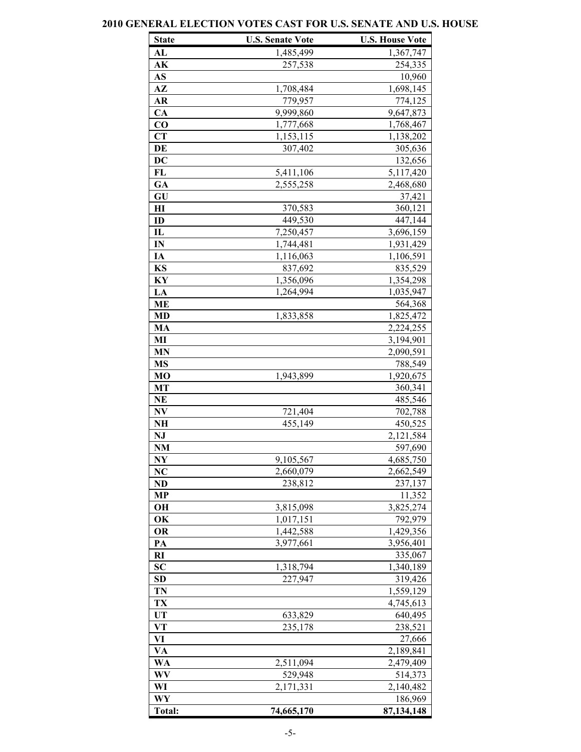# 2010 GENERAL ELECTION VOTES CAST FOR U.S. SENATE AND U.S. HOUSE

| State | U.S. Senate Vote | U.S. House Vote |
|---|---|---|
| AL | 1,485,499 | 1,367,747 |
| AK | 257,538 | 254,335 |
| AS | | 10,960 |
| AZ | 1,708,484 | 1,698,145 |
| AR | 779,957 | 774,125 |
| CA | 9,999,860 | 9,647,873 |
| CO | 1,777,668 | 1,768,467 |
| CT | 1,153,115 | 1,138,202 |
| DE | 307,402 | 305,636 |
| DC | | 132,656 |
| FL | 5,411,106 | 5,117,420 |
| GA | 2,555,258 | 2,468,680 |
| GU | | 37,421 |
| HI | 370,583 | 360,121 |
| ID | 449,530 | 447,144 |
| IL | 7,250,457 | 3,696,159 |
| IN | 1,744,481 | 1,931,429 |
| IA | 1,116,063 | 1,106,591 |
| KS | 837,692 | 835,529 |
| KY | 1,356,096 | 1,354,298 |
| LA | 1,264,994 | 1,035,947 |
| ME | | 564,368 |
| MD | 1,833,858 | 1,825,472 |
| MA | | 2,224,255 |
| MI | | 3,194,901 |
| MN | | 2,090,591 |
| MS | | 788,549 |
| MO | 1,943,899 | 1,920,675 |
| MT | | 360,341 |
| NE | | 485,546 |
| NV | 721,404 | 702,788 |
| NH | 455,149 | 450,525 |
| NJ | | 2,121,584 |
| NM | | 597,690 |
| NY | 9,105,567 | 4,685,750 |
| NC | 2,660,079 | 2,662,549 |
| ND | 238,812 | 237,137 |
| MP | | 11,352 |
| OH | 3,815,098 | 3,825,274 |
| OK | 1,017,151 | 792,979 |
| OR | 1,442,588 | 1,429,356 |
| PA | 3,977,661 | 3,956,401 |
| RI | | 335,067 |
| SC | 1,318,794 | 1,340,189 |
| SD | 227,947 | 319,426 |
| TN | | 1,559,129 |
| TX | | 4,745,613 |
| UT | 633,829 | 640,495 |
| VT | 235,178 | 238,521 |
| VI | | 27,666 |
| VA | | 2,189,841 |
| WA | 2,511,094 | 2,479,409 |
| WV | 529,948 | 514,373 |
| WI | 2,171,331 | 2,140,482 |
| WY | | 186,969 |
| Total: | 74,665,170 | 87,134,148 |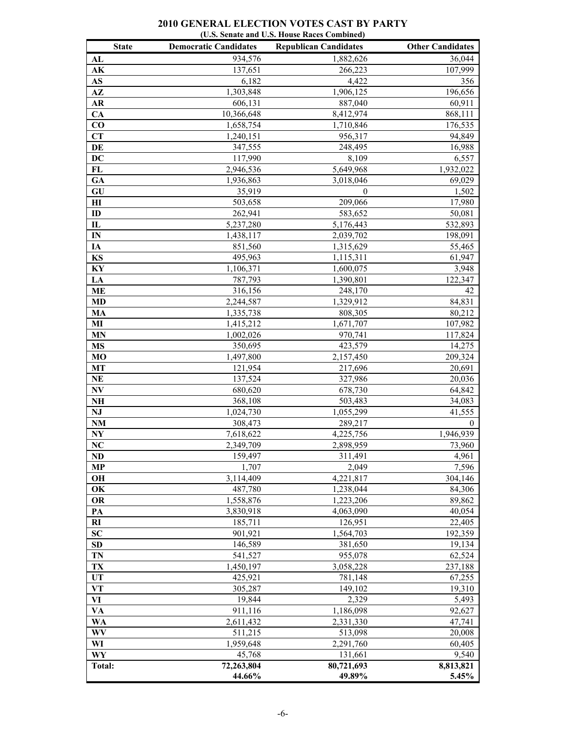# 2010 GENERAL ELECTION VOTES CAST BY PARTY

**(U.S. Senate and U.S. House Races Combined)**

| State | Democratic Candidates | Republican Candidates | Other Candidates |
|---|---|---|---|
| AL | 934,576 | 1,882,626 | 36,044 |
| AK | 137,651 | 266,223 | 107,999 |
| AS | 6,182 | 4,422 | 356 |
| AZ | 1,303,848 | 1,906,125 | 196,656 |
| AR | 606,131 | 887,040 | 60,911 |
| CA | 10,366,648 | 8,412,974 | 868,111 |
| CO | 1,658,754 | 1,710,846 | 176,535 |
| CT | 1,240,151 | 956,317 | 94,849 |
| DE | 347,555 | 248,495 | 16,988 |
| DC | 117,990 | 8,109 | 6,557 |
| FL | 2,946,536 | 5,649,968 | 1,932,022 |
| GA | 1,936,863 | 3,018,046 | 69,029 |
| GU | 35,919 | 0 | 1,502 |
| HI | 503,658 | 209,066 | 17,980 |
| ID | 262,941 | 583,652 | 50,081 |
| IL | 5,237,280 | 5,176,443 | 532,893 |
| IN | 1,438,117 | 2,039,702 | 198,091 |
| IA | 851,560 | 1,315,629 | 55,465 |
| KS | 495,963 | 1,115,311 | 61,947 |
| KY | 1,106,371 | 1,600,075 | 3,948 |
| LA | 787,793 | 1,390,801 | 122,347 |
| ME | 316,156 | 248,170 | 42 |
| MD | 2,244,587 | 1,329,912 | 84,831 |
| MA | 1,335,738 | 808,305 | 80,212 |
| MI | 1,415,212 | 1,671,707 | 107,982 |
| MN | 1,002,026 | 970,741 | 117,824 |
| MS | 350,695 | 423,579 | 14,275 |
| MO | 1,497,800 | 2,157,450 | 209,324 |
| MT | 121,954 | 217,696 | 20,691 |
| NE | 137,524 | 327,986 | 20,036 |
| NV | 680,620 | 678,730 | 64,842 |
| NH | 368,108 | 503,483 | 34,083 |
| NJ | 1,024,730 | 1,055,299 | 41,555 |
| NM | 308,473 | 289,217 | 0 |
| NY | 7,618,622 | 4,225,756 | 1,946,939 |
| NC | 2,349,709 | 2,898,959 | 73,960 |
| ND | 159,497 | 311,491 | 4,961 |
| MP | 1,707 | 2,049 | 7,596 |
| OH | 3,114,409 | 4,221,817 | 304,146 |
| OK | 487,780 | 1,238,044 | 84,306 |
| OR | 1,558,876 | 1,223,206 | 89,862 |
| PA | 3,830,918 | 4,063,090 | 40,054 |
| RI | 185,711 | 126,951 | 22,405 |
| SC | 901,921 | 1,564,703 | 192,359 |
| SD | 146,589 | 381,650 | 19,134 |
| TN | 541,527 | 955,078 | 62,524 |
| TX | 1,450,197 | 3,058,228 | 237,188 |
| UT | 425,921 | 781,148 | 67,255 |
| VT | 305,287 | 149,102 | 19,310 |
| VI | 19,844 | 2,329 | 5,493 |
| VA | 911,116 | 1,186,098 | 92,627 |
| WA | 2,611,432 | 2,331,330 | 47,741 |
| WV | 511,215 | 513,098 | 20,008 |
| WI | 1,959,648 | 2,291,760 | 60,405 |
| WY | 45,768 | 131,661 | 9,540 |
| **Total:** | **72,263,804** | **80,721,693** | **8,813,821** |
| | **44.66%** | **49.89%** | **5.45%** |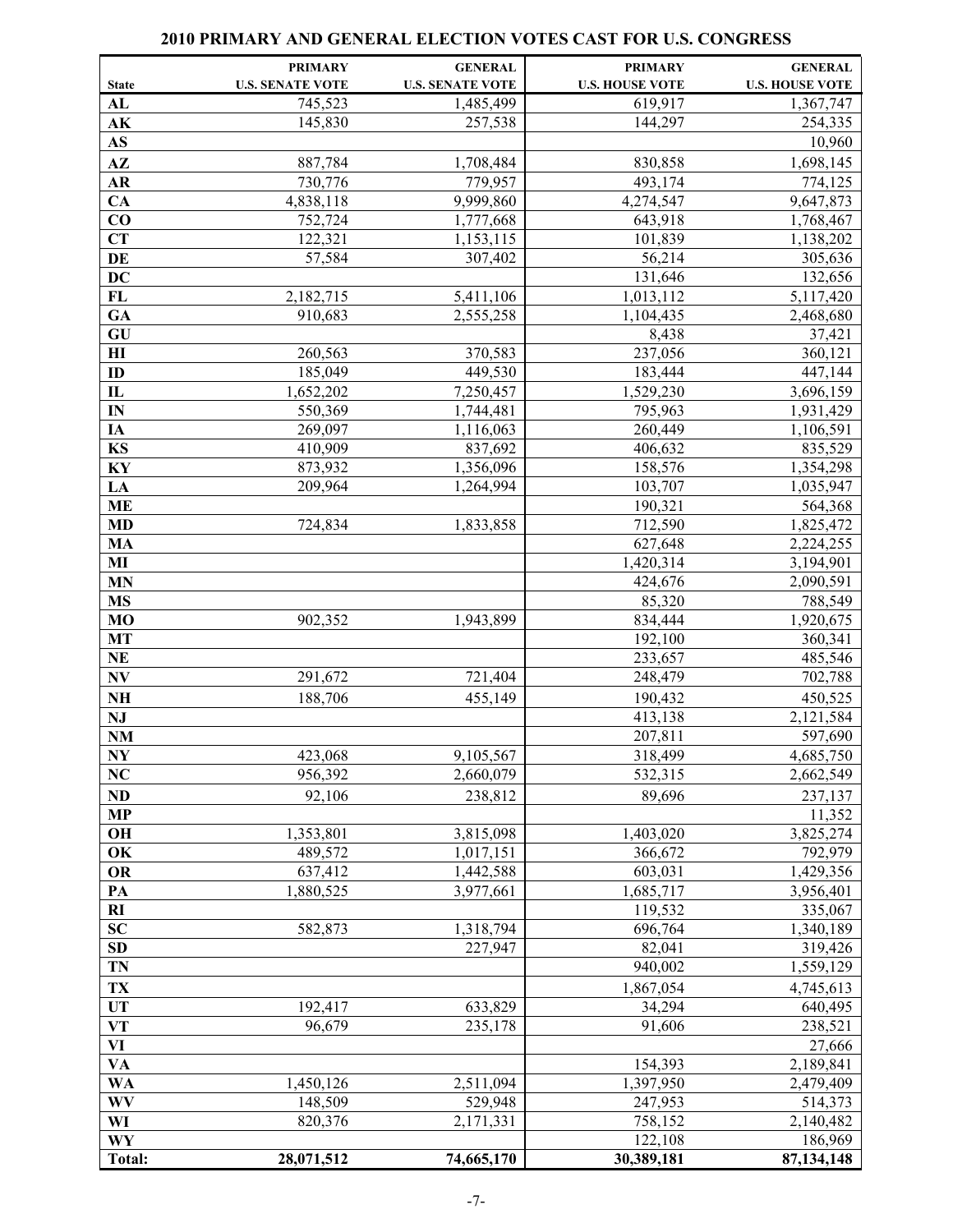## 2010 PRIMARY AND GENERAL ELECTION VOTES CAST FOR U.S. CONGRESS

| State | PRIMARY U.S. SENATE VOTE | GENERAL U.S. SENATE VOTE | PRIMARY U.S. HOUSE VOTE | GENERAL U.S. HOUSE VOTE |
|---|---|---|---|---|
| AL | 745,523 | 1,485,499 | 619,917 | 1,367,747 |
| AK | 145,830 | 257,538 | 144,297 | 254,335 |
| AS | | | | 10,960 |
| AZ | 887,784 | 1,708,484 | 830,858 | 1,698,145 |
| AR | 730,776 | 779,957 | 493,174 | 774,125 |
| CA | 4,838,118 | 9,999,860 | 4,274,547 | 9,647,873 |
| CO | 752,724 | 1,777,668 | 643,918 | 1,768,467 |
| CT | 122,321 | 1,153,115 | 101,839 | 1,138,202 |
| DE | 57,584 | 307,402 | 56,214 | 305,636 |
| DC | | | 131,646 | 132,656 |
| FL | 2,182,715 | 5,411,106 | 1,013,112 | 5,117,420 |
| GA | 910,683 | 2,555,258 | 1,104,435 | 2,468,680 |
| GU | | | 8,438 | 37,421 |
| HI | 260,563 | 370,583 | 237,056 | 360,121 |
| ID | 185,049 | 449,530 | 183,444 | 447,144 |
| IL | 1,652,202 | 7,250,457 | 1,529,230 | 3,696,159 |
| IN | 550,369 | 1,744,481 | 795,963 | 1,931,429 |
| IA | 269,097 | 1,116,063 | 260,449 | 1,106,591 |
| KS | 410,909 | 837,692 | 406,632 | 835,529 |
| KY | 873,932 | 1,356,096 | 158,576 | 1,354,298 |
| LA | 209,964 | 1,264,994 | 103,707 | 1,035,947 |
| ME | | | 190,321 | 564,368 |
| MD | 724,834 | 1,833,858 | 712,590 | 1,825,472 |
| MA | | | 627,648 | 2,224,255 |
| MI | | | 1,420,314 | 3,194,901 |
| MN | | | 424,676 | 2,090,591 |
| MS | | | 85,320 | 788,549 |
| MO | 902,352 | 1,943,899 | 834,444 | 1,920,675 |
| MT | | | 192,100 | 360,341 |
| NE | | | 233,657 | 485,546 |
| NV | 291,672 | 721,404 | 248,479 | 702,788 |
| NH | 188,706 | 455,149 | 190,432 | 450,525 |
| NJ | | | 413,138 | 2,121,584 |
| NM | | | 207,811 | 597,690 |
| NY | 423,068 | 9,105,567 | 318,499 | 4,685,750 |
| NC | 956,392 | 2,660,079 | 532,315 | 2,662,549 |
| ND | 92,106 | 238,812 | 89,696 | 237,137 |
| MP | | | | 11,352 |
| OH | 1,353,801 | 3,815,098 | 1,403,020 | 3,825,274 |
| OK | 489,572 | 1,017,151 | 366,672 | 792,979 |
| OR | 637,412 | 1,442,588 | 603,031 | 1,429,356 |
| PA | 1,880,525 | 3,977,661 | 1,685,717 | 3,956,401 |
| RI | | | 119,532 | 335,067 |
| SC | 582,873 | 1,318,794 | 696,764 | 1,340,189 |
| SD | | 227,947 | 82,041 | 319,426 |
| TN | | | 940,002 | 1,559,129 |
| TX | | | 1,867,054 | 4,745,613 |
| UT | 192,417 | 633,829 | 34,294 | 640,495 |
| VT | 96,679 | 235,178 | 91,606 | 238,521 |
| VI | | | | 27,666 |
| VA | | | 154,393 | 2,189,841 |
| WA | 1,450,126 | 2,511,094 | 1,397,950 | 2,479,409 |
| WV | 148,509 | 529,948 | 247,953 | 514,373 |
| WI | 820,376 | 2,171,331 | 758,152 | 2,140,482 |
| WY | | | 122,108 | 186,969 |
| Total: | 28,071,512 | 74,665,170 | 30,389,181 | 87,134,148 |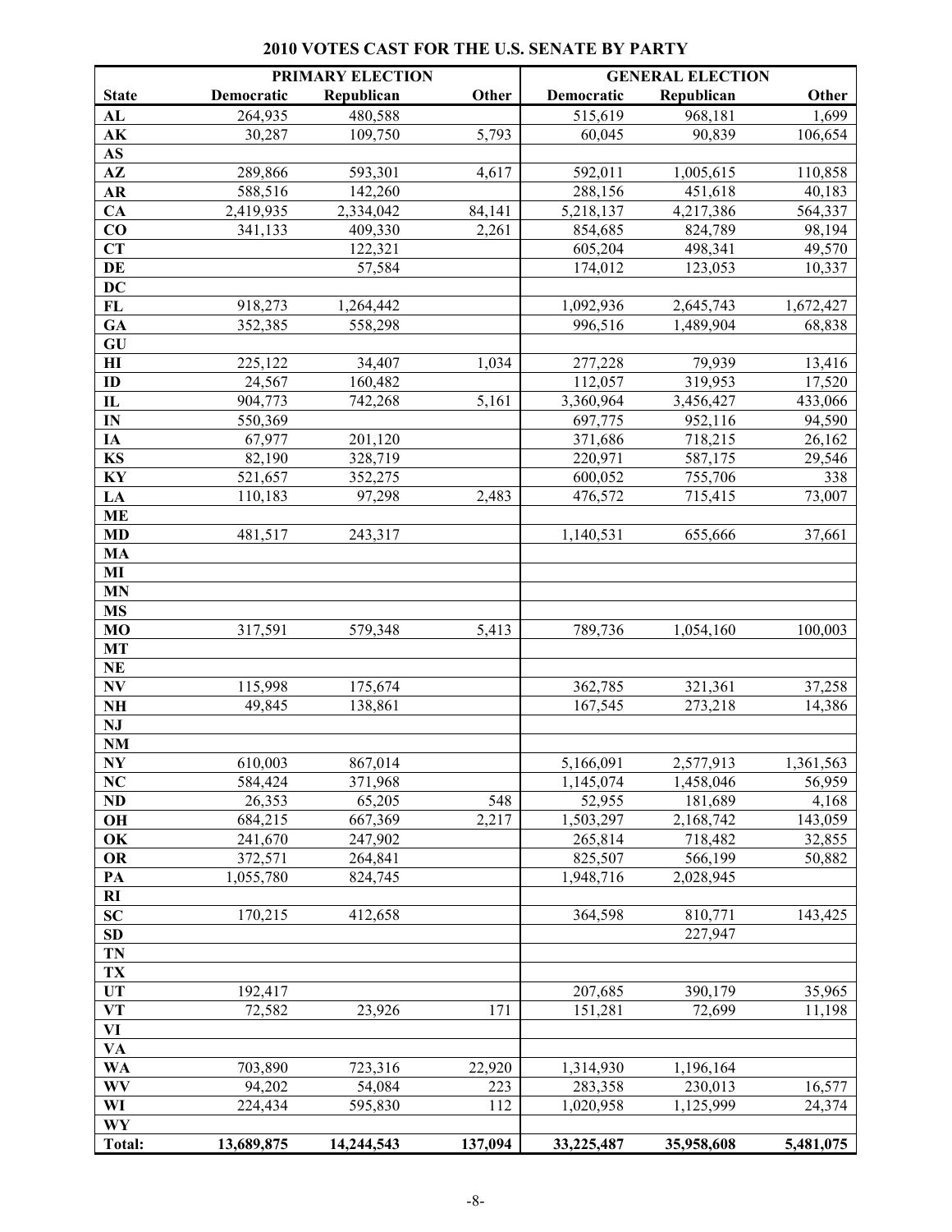# 2010 VOTES CAST FOR THE U.S. SENATE BY PARTY

| | PRIMARY ELECTION | | | GENERAL ELECTION | | |
|---|---|---|---|---|---|---|
| **State** | **Democratic** | **Republican** | **Other** | **Democratic** | **Republican** | **Other** |
| **AL** | 264,935 | 480,588 | | 515,619 | 968,181 | 1,699 |
| **AK** | 30,287 | 109,750 | 5,793 | 60,045 | 90,839 | 106,654 |
| **AS** | | | | | | |
| **AZ** | 289,866 | 593,301 | 4,617 | 592,011 | 1,005,615 | 110,858 |
| **AR** | 588,516 | 142,260 | | 288,156 | 451,618 | 40,183 |
| **CA** | 2,419,935 | 2,334,042 | 84,141 | 5,218,137 | 4,217,386 | 564,337 |
| **CO** | 341,133 | 409,330 | 2,261 | 854,685 | 824,789 | 98,194 |
| **CT** | | 122,321 | | 605,204 | 498,341 | 49,570 |
| **DE** | | 57,584 | | 174,012 | 123,053 | 10,337 |
| **DC** | | | | | | |
| **FL** | 918,273 | 1,264,442 | | 1,092,936 | 2,645,743 | 1,672,427 |
| **GA** | 352,385 | 558,298 | | 996,516 | 1,489,904 | 68,838 |
| **GU** | | | | | | |
| **HI** | 225,122 | 34,407 | 1,034 | 277,228 | 79,939 | 13,416 |
| **ID** | 24,567 | 160,482 | | 112,057 | 319,953 | 17,520 |
| **IL** | 904,773 | 742,268 | 5,161 | 3,360,964 | 3,456,427 | 433,066 |
| **IN** | 550,369 | | | 697,775 | 952,116 | 94,590 |
| **IA** | 67,977 | 201,120 | | 371,686 | 718,215 | 26,162 |
| **KS** | 82,190 | 328,719 | | 220,971 | 587,175 | 29,546 |
| **KY** | 521,657 | 352,275 | | 600,052 | 755,706 | 338 |
| **LA** | 110,183 | 97,298 | 2,483 | 476,572 | 715,415 | 73,007 |
| **ME** | | | | | | |
| **MD** | 481,517 | 243,317 | | 1,140,531 | 655,666 | 37,661 |
| **MA** | | | | | | |
| **MI** | | | | | | |
| **MN** | | | | | | |
| **MS** | | | | | | |
| **MO** | 317,591 | 579,348 | 5,413 | 789,736 | 1,054,160 | 100,003 |
| **MT** | | | | | | |
| **NE** | | | | | | |
| **NV** | 115,998 | 175,674 | | 362,785 | 321,361 | 37,258 |
| **NH** | 49,845 | 138,861 | | 167,545 | 273,218 | 14,386 |
| **NJ** | | | | | | |
| **NM** | | | | | | |
| **NY** | 610,003 | 867,014 | | 5,166,091 | 2,577,913 | 1,361,563 |
| **NC** | 584,424 | 371,968 | | 1,145,074 | 1,458,046 | 56,959 |
| **ND** | 26,353 | 65,205 | 548 | 52,955 | 181,689 | 4,168 |
| **OH** | 684,215 | 667,369 | 2,217 | 1,503,297 | 2,168,742 | 143,059 |
| **OK** | 241,670 | 247,902 | | 265,814 | 718,482 | 32,855 |
| **OR** | 372,571 | 264,841 | | 825,507 | 566,199 | 50,882 |
| **PA** | 1,055,780 | 824,745 | | 1,948,716 | 2,028,945 | |
| **RI** | | | | | | |
| **SC** | 170,215 | 412,658 | | 364,598 | 810,771 | 143,425 |
| **SD** | | | | | 227,947 | |
| **TN** | | | | | | |
| **TX** | | | | | | |
| **UT** | 192,417 | | | 207,685 | 390,179 | 35,965 |
| **VT** | 72,582 | 23,926 | 171 | 151,281 | 72,699 | 11,198 |
| **VI** | | | | | | |
| **VA** | | | | | | |
| **WA** | 703,890 | 723,316 | 22,920 | 1,314,930 | 1,196,164 | |
| **WV** | 94,202 | 54,084 | 223 | 283,358 | 230,013 | 16,577 |
| **WI** | 224,434 | 595,830 | 112 | 1,020,958 | 1,125,999 | 24,374 |
| **WY** | | | | | | |
| **Total:** | **13,689,875** | **14,244,543** | **137,094** | **33,225,487** | **35,958,608** | **5,481,075** |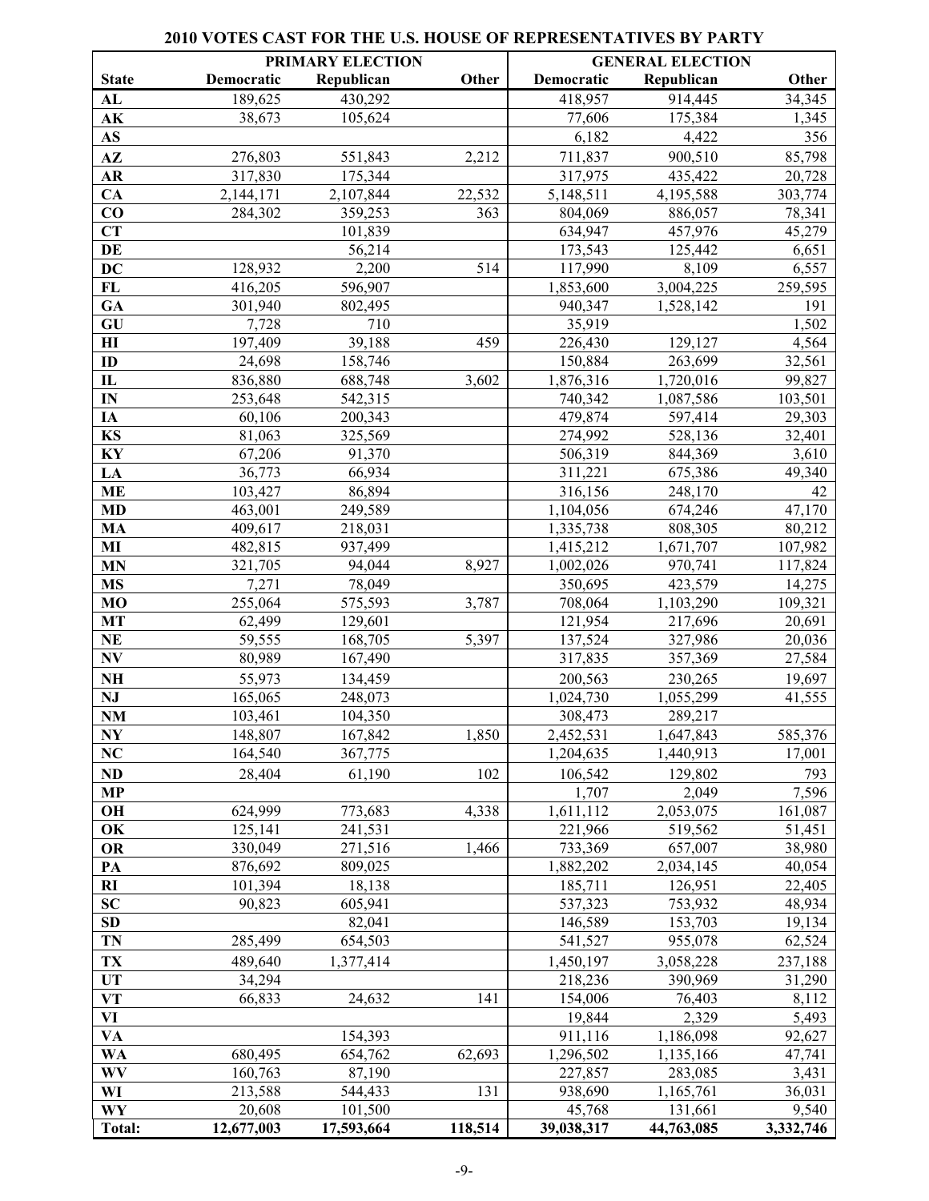## 2010 VOTES CAST FOR THE U.S. HOUSE OF REPRESENTATIVES BY PARTY

| | PRIMARY ELECTION | | | GENERAL ELECTION | | |
|---|---|---|---|---|---|---|
| **State** | **Democratic** | **Republican** | **Other** | **Democratic** | **Republican** | **Other** |
| **AL** | 189,625 | 430,292 | | 418,957 | 914,445 | 34,345 |
| **AK** | 38,673 | 105,624 | | 77,606 | 175,384 | 1,345 |
| **AS** | | | | 6,182 | 4,422 | 356 |
| **AZ** | 276,803 | 551,843 | 2,212 | 711,837 | 900,510 | 85,798 |
| **AR** | 317,830 | 175,344 | | 317,975 | 435,422 | 20,728 |
| **CA** | 2,144,171 | 2,107,844 | 22,532 | 5,148,511 | 4,195,588 | 303,774 |
| **CO** | 284,302 | 359,253 | 363 | 804,069 | 886,057 | 78,341 |
| **CT** | | 101,839 | | 634,947 | 457,976 | 45,279 |
| **DE** | | 56,214 | | 173,543 | 125,442 | 6,651 |
| **DC** | 128,932 | 2,200 | 514 | 117,990 | 8,109 | 6,557 |
| **FL** | 416,205 | 596,907 | | 1,853,600 | 3,004,225 | 259,595 |
| **GA** | 301,940 | 802,495 | | 940,347 | 1,528,142 | 191 |
| **GU** | 7,728 | 710 | | 35,919 | | 1,502 |
| **HI** | 197,409 | 39,188 | 459 | 226,430 | 129,127 | 4,564 |
| **ID** | 24,698 | 158,746 | | 150,884 | 263,699 | 32,561 |
| **IL** | 836,880 | 688,748 | 3,602 | 1,876,316 | 1,720,016 | 99,827 |
| **IN** | 253,648 | 542,315 | | 740,342 | 1,087,586 | 103,501 |
| **IA** | 60,106 | 200,343 | | 479,874 | 597,414 | 29,303 |
| **KS** | 81,063 | 325,569 | | 274,992 | 528,136 | 32,401 |
| **KY** | 67,206 | 91,370 | | 506,319 | 844,369 | 3,610 |
| **LA** | 36,773 | 66,934 | | 311,221 | 675,386 | 49,340 |
| **ME** | 103,427 | 86,894 | | 316,156 | 248,170 | 42 |
| **MD** | 463,001 | 249,589 | | 1,104,056 | 674,246 | 47,170 |
| **MA** | 409,617 | 218,031 | | 1,335,738 | 808,305 | 80,212 |
| **MI** | 482,815 | 937,499 | | 1,415,212 | 1,671,707 | 107,982 |
| **MN** | 321,705 | 94,044 | 8,927 | 1,002,026 | 970,741 | 117,824 |
| **MS** | 7,271 | 78,049 | | 350,695 | 423,579 | 14,275 |
| **MO** | 255,064 | 575,593 | 3,787 | 708,064 | 1,103,290 | 109,321 |
| **MT** | 62,499 | 129,601 | | 121,954 | 217,696 | 20,691 |
| **NE** | 59,555 | 168,705 | 5,397 | 137,524 | 327,986 | 20,036 |
| **NV** | 80,989 | 167,490 | | 317,835 | 357,369 | 27,584 |
| **NH** | 55,973 | 134,459 | | 200,563 | 230,265 | 19,697 |
| **NJ** | 165,065 | 248,073 | | 1,024,730 | 1,055,299 | 41,555 |
| **NM** | 103,461 | 104,350 | | 308,473 | 289,217 | |
| **NY** | 148,807 | 167,842 | 1,850 | 2,452,531 | 1,647,843 | 585,376 |
| **NC** | 164,540 | 367,775 | | 1,204,635 | 1,440,913 | 17,001 |
| **ND** | 28,404 | 61,190 | 102 | 106,542 | 129,802 | 793 |
| **MP** | | | | 1,707 | 2,049 | 7,596 |
| **OH** | 624,999 | 773,683 | 4,338 | 1,611,112 | 2,053,075 | 161,087 |
| **OK** | 125,141 | 241,531 | | 221,966 | 519,562 | 51,451 |
| **OR** | 330,049 | 271,516 | 1,466 | 733,369 | 657,007 | 38,980 |
| **PA** | 876,692 | 809,025 | | 1,882,202 | 2,034,145 | 40,054 |
| **RI** | 101,394 | 18,138 | | 185,711 | 126,951 | 22,405 |
| **SC** | 90,823 | 605,941 | | 537,323 | 753,932 | 48,934 |
| **SD** | | 82,041 | | 146,589 | 153,703 | 19,134 |
| **TN** | 285,499 | 654,503 | | 541,527 | 955,078 | 62,524 |
| **TX** | 489,640 | 1,377,414 | | 1,450,197 | 3,058,228 | 237,188 |
| **UT** | 34,294 | | | 218,236 | 390,969 | 31,290 |
| **VT** | 66,833 | 24,632 | 141 | 154,006 | 76,403 | 8,112 |
| **VI** | | | | 19,844 | 2,329 | 5,493 |
| **VA** | | 154,393 | | 911,116 | 1,186,098 | 92,627 |
| **WA** | 680,495 | 654,762 | 62,693 | 1,296,502 | 1,135,166 | 47,741 |
| **WV** | 160,763 | 87,190 | | 227,857 | 283,085 | 3,431 |
| **WI** | 213,588 | 544,433 | 131 | 938,690 | 1,165,761 | 36,031 |
| **WY** | 20,608 | 101,500 | | 45,768 | 131,661 | 9,540 |
| **Total:** | **12,677,003** | **17,593,664** | **118,514** | **39,038,317** | **44,763,085** | **3,332,746** |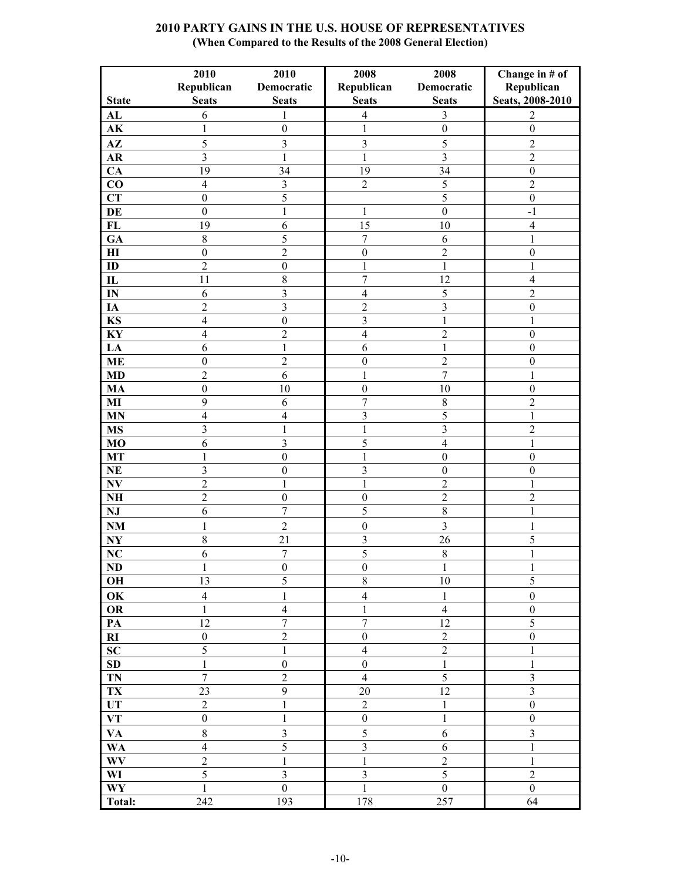## 2010 PARTY GAINS IN THE U.S. HOUSE OF REPRESENTATIVES

**(When Compared to the Results of the 2008 General Election)**

| State | 2010 Republican Seats | 2010 Democratic Seats | 2008 Republican Seats | 2008 Democratic Seats | Change in # of Republican Seats, 2008-2010 |
|---|---|---|---|---|---|
| AL | 6 | 1 | 4 | 3 | 2 |
| AK | 1 | 0 | 1 | 0 | 0 |
| AZ | 5 | 3 | 3 | 5 | 2 |
| AR | 3 | 1 | 1 | 3 | 2 |
| CA | 19 | 34 | 19 | 34 | 0 |
| CO | 4 | 3 | 2 | 5 | 2 |
| CT | 0 | 5 | | 5 | 0 |
| DE | 0 | 1 | 1 | 0 | -1 |
| FL | 19 | 6 | 15 | 10 | 4 |
| GA | 8 | 5 | 7 | 6 | 1 |
| HI | 0 | 2 | 0 | 2 | 0 |
| ID | 2 | 0 | 1 | 1 | 1 |
| IL | 11 | 8 | 7 | 12 | 4 |
| IN | 6 | 3 | 4 | 5 | 2 |
| IA | 2 | 3 | 2 | 3 | 0 |
| KS | 4 | 0 | 3 | 1 | 1 |
| KY | 4 | 2 | 4 | 2 | 0 |
| LA | 6 | 1 | 6 | 1 | 0 |
| ME | 0 | 2 | 0 | 2 | 0 |
| MD | 2 | 6 | 1 | 7 | 1 |
| MA | 0 | 10 | 0 | 10 | 0 |
| MI | 9 | 6 | 7 | 8 | 2 |
| MN | 4 | 4 | 3 | 5 | 1 |
| MS | 3 | 1 | 1 | 3 | 2 |
| MO | 6 | 3 | 5 | 4 | 1 |
| MT | 1 | 0 | 1 | 0 | 0 |
| NE | 3 | 0 | 3 | 0 | 0 |
| NV | 2 | 1 | 1 | 2 | 1 |
| NH | 2 | 0 | 0 | 2 | 2 |
| NJ | 6 | 7 | 5 | 8 | 1 |
| NM | 1 | 2 | 0 | 3 | 1 |
| NY | 8 | 21 | 3 | 26 | 5 |
| NC | 6 | 7 | 5 | 8 | 1 |
| ND | 1 | 0 | 0 | 1 | 1 |
| OH | 13 | 5 | 8 | 10 | 5 |
| OK | 4 | 1 | 4 | 1 | 0 |
| OR | 1 | 4 | 1 | 4 | 0 |
| PA | 12 | 7 | 7 | 12 | 5 |
| RI | 0 | 2 | 0 | 2 | 0 |
| SC | 5 | 1 | 4 | 2 | 1 |
| SD | 1 | 0 | 0 | 1 | 1 |
| TN | 7 | 2 | 4 | 5 | 3 |
| TX | 23 | 9 | 20 | 12 | 3 |
| UT | 2 | 1 | 2 | 1 | 0 |
| VT | 0 | 1 | 0 | 1 | 0 |
| VA | 8 | 3 | 5 | 6 | 3 |
| WA | 4 | 5 | 3 | 6 | 1 |
| WV | 2 | 1 | 1 | 2 | 1 |
| WI | 5 | 3 | 3 | 5 | 2 |
| WY | 1 | 0 | 1 | 0 | 0 |
| Total: | 242 | 193 | 178 | 257 | 64 |